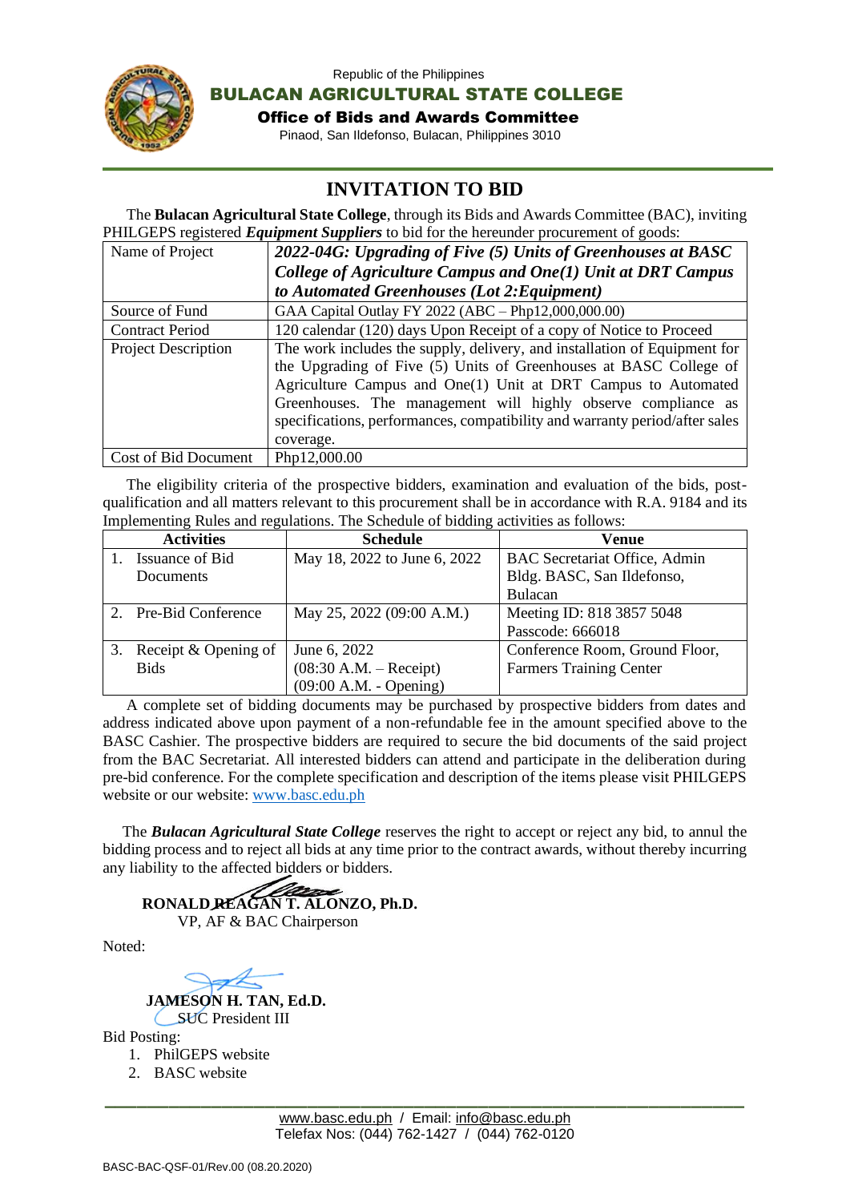Republic of the Philippines

**BULACAN AGRICULTURAL STATE COLLEGE**

**Office of Bids and Awards Committee**

Pinaod, San Ildefonso, Bulacan, Philippines 3010

# INVITATION TO BID

The **Bulacan Agricultural State College**, through its Bids and Awards Committee (BAC), inviting PHILGEPS registered ***Equipment Suppliers*** to bid for the hereunder procurement of goods:

| | |
|---|---|
| Name of Project | ***2022-04G: Upgrading of Five (5) Units of Greenhouses at BASC College of Agriculture Campus and One(1) Unit at DRT Campus to Automated Greenhouses (Lot 2:Equipment)*** |
| Source of Fund | GAA Capital Outlay FY 2022 (ABC – Php12,000,000.00) |
| Contract Period | 120 calendar (120) days Upon Receipt of a copy of Notice to Proceed |
| Project Description | The work includes the supply, delivery, and installation of Equipment for the Upgrading of Five (5) Units of Greenhouses at BASC College of Agriculture Campus and One(1) Unit at DRT Campus to Automated Greenhouses. The management will highly observe compliance as specifications, performances, compatibility and warranty period/after sales coverage. |
| Cost of Bid Document | Php12,000.00 |

The eligibility criteria of the prospective bidders, examination and evaluation of the bids, post-qualification and all matters relevant to this procurement shall be in accordance with R.A. 9184 and its Implementing Rules and regulations. The Schedule of bidding activities as follows:

| Activities | Schedule | Venue |
|---|---|---|
| 1. Issuance of Bid Documents | May 18, 2022 to June 6, 2022 | BAC Secretariat Office, Admin Bldg. BASC, San Ildefonso, Bulacan |
| 2. Pre-Bid Conference | May 25, 2022 (09:00 A.M.) | Meeting ID: 818 3857 5048 Passcode: 666018 |
| 3. Receipt & Opening of Bids | June 6, 2022 (08:30 A.M. – Receipt) (09:00 A.M. - Opening) | Conference Room, Ground Floor, Farmers Training Center |

A complete set of bidding documents may be purchased by prospective bidders from dates and address indicated above upon payment of a non-refundable fee in the amount specified above to the BASC Cashier. The prospective bidders are required to secure the bid documents of the said project from the BAC Secretariat. All interested bidders can attend and participate in the deliberation during pre-bid conference. For the complete specification and description of the items please visit PHILGEPS website or our website: www.basc.edu.ph

The ***Bulacan Agricultural State College*** reserves the right to accept or reject any bid, to annul the bidding process and to reject all bids at any time prior to the contract awards, without thereby incurring any liability to the affected bidders or bidders.

**RONALD REAGAN T. ALONZO, Ph.D.**
VP, AF & BAC Chairperson

Noted:

**JAMESON H. TAN, Ed.D.**
SUC President III

Bid Posting:

1. PhilGEPS website
2. BASC website

www.basc.edu.ph / Email: info@basc.edu.ph
Telefax Nos: (044) 762-1427 / (044) 762-0120

BASC-BAC-QSF-01/Rev.00 (08.20.2020)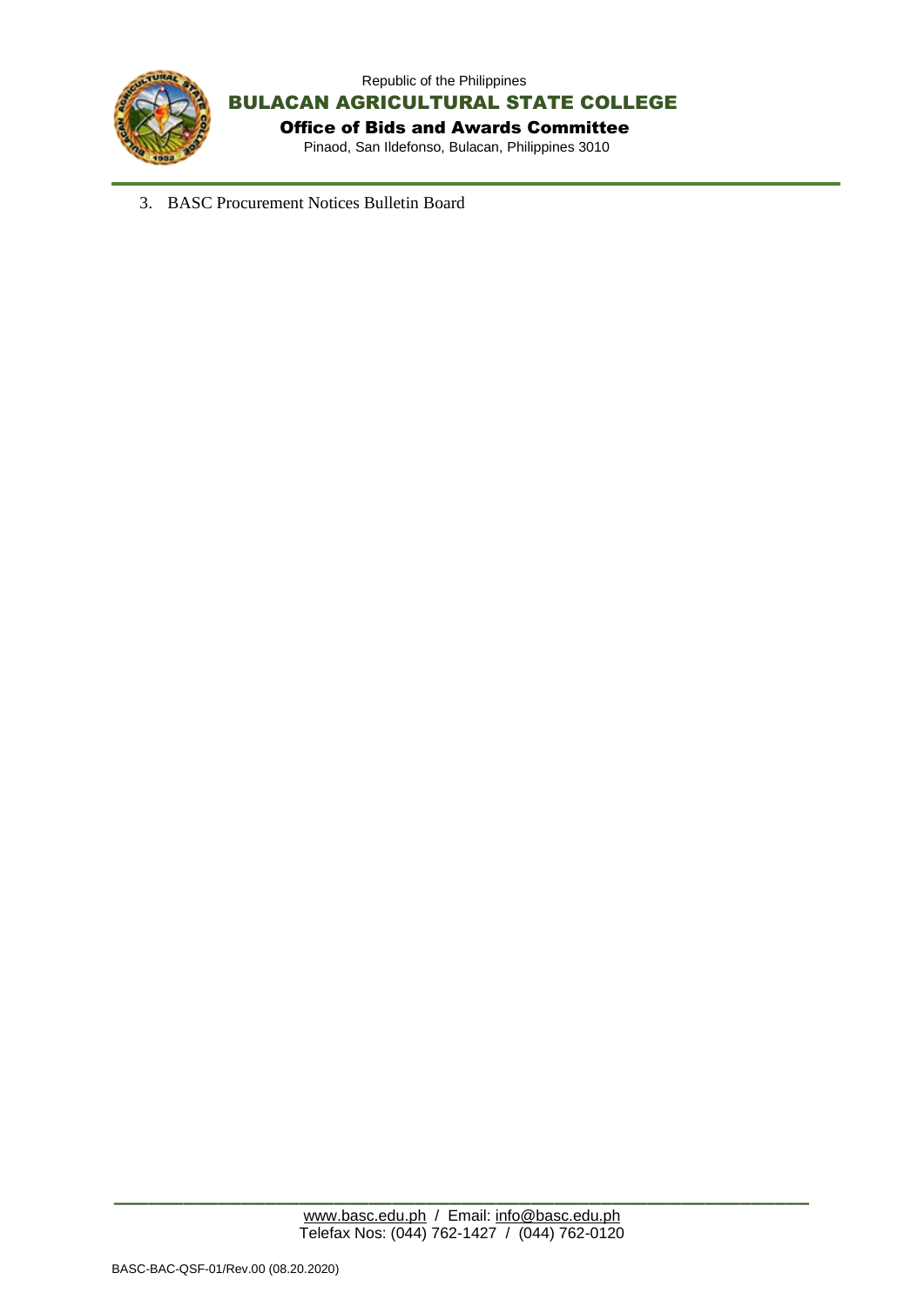3. BASC Procurement Notices Bulletin Board